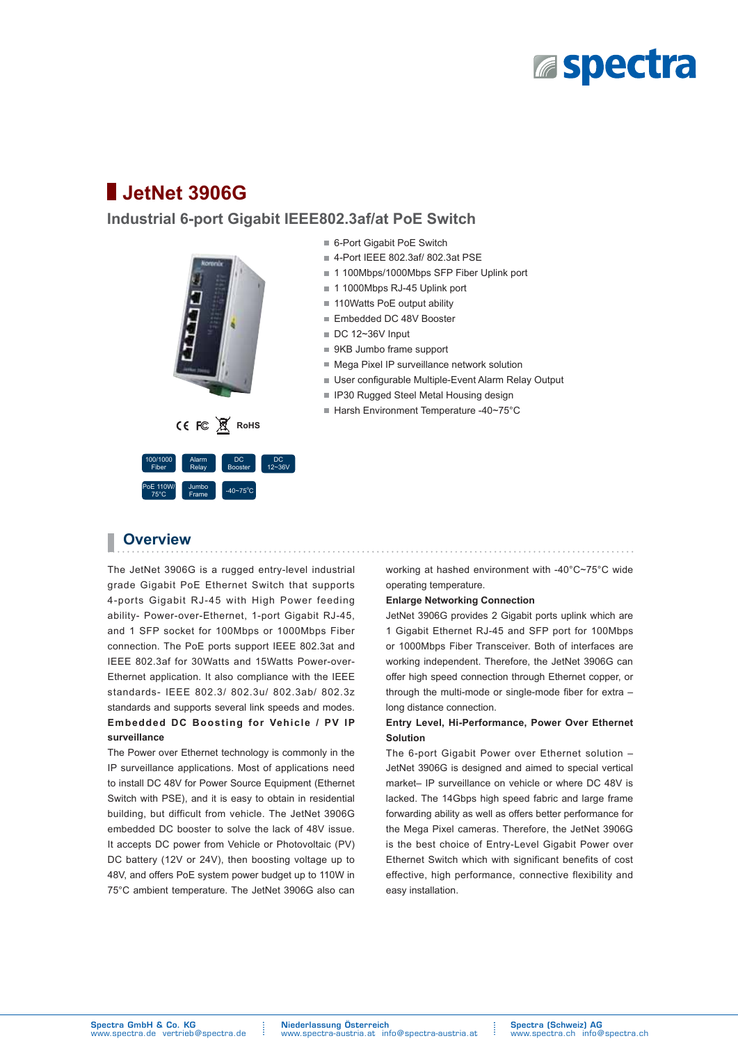# JetNet 3906G

## Industrial 6-port Gigabit IEEE802.3af/at PoE Switch

- 6-Port Gigabit PoE Switch
- 4-Port IEEE 802.3af/ 802.3at PSE
- 1 100Mbps/1000Mbps SFP Fiber Uplink port
- 1 1000Mbps RJ-45 Uplink port
- 110Watts PoE output ability
- Embedded DC 48V Booster
- DC 12~36V Input
- 9KB Jumbo frame support
- Mega Pixel IP surveillance network solution
- User configurable Multiple-Event Alarm Relay Output
- IP30 Rugged Steel Metal Housing design
- Harsh Environment Temperature -40~75°C

CE FC RoHS

100/1000 Fiber | Alarm Relay | DC Booster | DC 12~36V | PoE 110W/ 75°C | Jumbo Frame | -40~75°C

## Overview

The JetNet 3906G is a rugged entry-level industrial grade Gigabit PoE Ethernet Switch that supports 4-ports Gigabit RJ-45 with High Power feeding ability- Power-over-Ethernet, 1-port Gigabit RJ-45, and 1 SFP socket for 100Mbps or 1000Mbps Fiber connection. The PoE ports support IEEE 802.3at and IEEE 802.3af for 30Watts and 15Watts Power-over-Ethernet application. It also compliance with the IEEE standards- IEEE 802.3/ 802.3u/ 802.3ab/ 802.3z standards and supports several link speeds and modes.

**Embedded DC Boosting for Vehicle / PV IP surveillance**

The Power over Ethernet technology is commonly in the IP surveillance applications. Most of applications need to install DC 48V for Power Source Equipment (Ethernet Switch with PSE), and it is easy to obtain in residential building, but difficult from vehicle. The JetNet 3906G embedded DC booster to solve the lack of 48V issue. It accepts DC power from Vehicle or Photovoltaic (PV) DC battery (12V or 24V), then boosting voltage up to 48V, and offers PoE system power budget up to 110W in 75°C ambient temperature. The JetNet 3906G also can working at hashed environment with -40°C~75°C wide operating temperature.

**Enlarge Networking Connection**

JetNet 3906G provides 2 Gigabit ports uplink which are 1 Gigabit Ethernet RJ-45 and SFP port for 100Mbps or 1000Mbps Fiber Transceiver. Both of interfaces are working independent. Therefore, the JetNet 3906G can offer high speed connection through Ethernet copper, or through the multi-mode or single-mode fiber for extra – long distance connection.

**Entry Level, Hi-Performance, Power Over Ethernet Solution**

The 6-port Gigabit Power over Ethernet solution – JetNet 3906G is designed and aimed to special vertical market– IP surveillance on vehicle or where DC 48V is lacked. The 14Gbps high speed fabric and large frame forwarding ability as well as offers better performance for the Mega Pixel cameras. Therefore, the JetNet 3906G is the best choice of Entry-Level Gigabit Power over Ethernet Switch which with significant benefits of cost effective, high performance, connective flexibility and easy installation.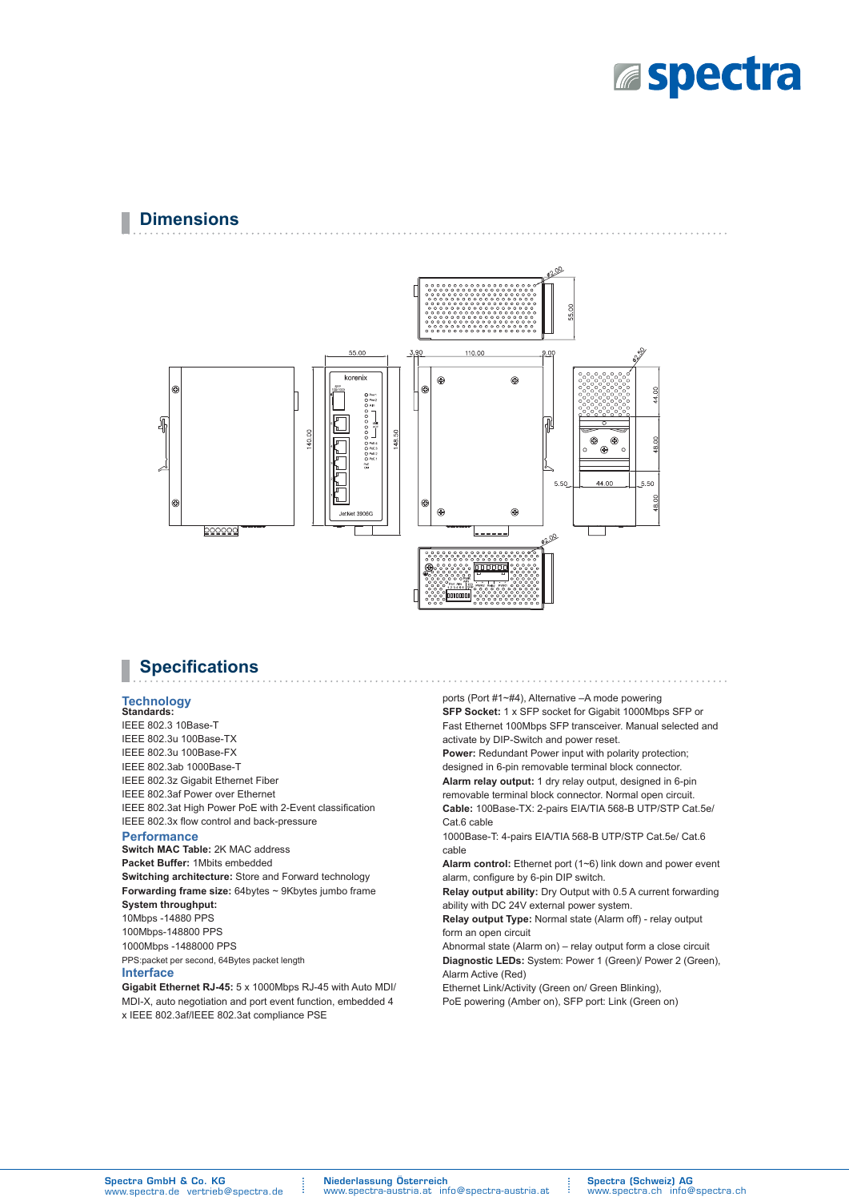## Dimensions

## Specifications

### Technology

**Standards:**
IEEE 802.3 10Base-T
IEEE 802.3u 100Base-TX
IEEE 802.3u 100Base-FX
IEEE 802.3ab 1000Base-T
IEEE 802.3z Gigabit Ethernet Fiber
IEEE 802.3af Power over Ethernet
IEEE 802.3at High Power PoE with 2-Event classification
IEEE 802.3x flow control and back-pressure

### Performance

**Switch MAC Table:** 2K MAC address
**Packet Buffer:** 1Mbits embedded
**Switching architecture:** Store and Forward technology
**Forwarding frame size:** 64bytes ~ 9Kbytes jumbo frame
**System throughput:**
10Mbps -14880 PPS
100Mbps-148800 PPS
1000Mbps -1488000 PPS
PPS:packet per second, 64Bytes packet length

### Interface

**Gigabit Ethernet RJ-45:** 5 x 1000Mbps RJ-45 with Auto MDI/MDI-X, auto negotiation and port event function, embedded 4 x IEEE 802.3af/IEEE 802.3at compliance PSE ports (Port #1~#4), Alternative –A mode powering
**SFP Socket:** 1 x SFP socket for Gigabit 1000Mbps SFP or Fast Ethernet 100Mbps SFP transceiver. Manual selected and activate by DIP-Switch and power reset.
**Power:** Redundant Power input with polarity protection; designed in 6-pin removable terminal block connector.
**Alarm relay output:** 1 dry relay output, designed in 6-pin removable terminal block connector. Normal open circuit.
**Cable:** 100Base-TX: 2-pairs EIA/TIA 568-B UTP/STP Cat.5e/ Cat.6 cable
1000Base-T: 4-pairs EIA/TIA 568-B UTP/STP Cat.5e/ Cat.6 cable
**Alarm control:** Ethernet port (1~6) link down and power event alarm, configure by 6-pin DIP switch.
**Relay output ability:** Dry Output with 0.5 A current forwarding ability with DC 24V external power system.
**Relay output Type:** Normal state (Alarm off) - relay output form an open circuit
Abnormal state (Alarm on) – relay output form a close circuit
**Diagnostic LEDs:** System: Power 1 (Green)/ Power 2 (Green), Alarm Active (Red)
Ethernet Link/Activity (Green on/ Green Blinking),
PoE powering (Amber on), SFP port: Link (Green on)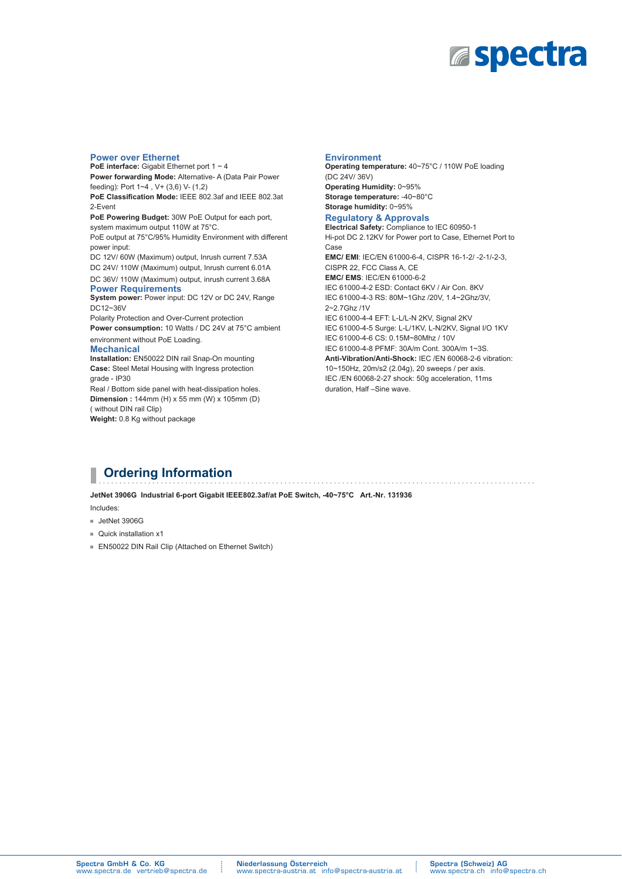## Power over Ethernet

**PoE interface:** Gigabit Ethernet port 1 ~ 4
**Power forwarding Mode:** Alternative- A (Data Pair Power feeding): Port 1~4 , V+ (3,6) V- (1,2)
**PoE Classification Mode:** IEEE 802.3af and IEEE 802.3at 2-Event
**PoE Powering Budget:** 30W PoE Output for each port, system maximum output 110W at 75°C.
PoE output at 75°C/95% Humidity Environment with different power input:
DC 12V/ 60W (Maximum) output, Inrush current 7.53A
DC 24V/ 110W (Maximum) output, Inrush current 6.01A
DC 36V/ 110W (Maximum) output, inrush current 3.68A

## Power Requirements

**System power:** Power input: DC 12V or DC 24V, Range DC12~36V
Polarity Protection and Over-Current protection
**Power consumption:** 10 Watts / DC 24V at 75°C ambient environment without PoE Loading.

## Mechanical

**Installation:** EN50022 DIN rail Snap-On mounting
**Case:** Steel Metal Housing with Ingress protection grade - IP30
Real / Bottom side panel with heat-dissipation holes.
**Dimension :** 144mm (H) x 55 mm (W) x 105mm (D) ( without DIN rail Clip)
**Weight:** 0.8 Kg without package

## Environment

**Operating temperature:** 40~75°C / 110W PoE loading (DC 24V/ 36V)
**Operating Humidity:** 0~95%
**Storage temperature:** -40~80°C
**Storage humidity:** 0~95%

## Regulatory & Approvals

**Electrical Safety:** Compliance to IEC 60950-1
Hi-pot DC 2.12KV for Power port to Case, Ethernet Port to Case
**EMC/ EMI**: IEC/EN 61000-6-4, CISPR 16-1-2/ -2-1/-2-3, CISPR 22, FCC Class A, CE
**EMC/ EMS**: IEC/EN 61000-6-2
IEC 61000-4-2 ESD: Contact 6KV / Air Con. 8KV
IEC 61000-4-3 RS: 80M~1Ghz /20V, 1.4~2Ghz/3V, 2~2.7Ghz /1V
IEC 61000-4-4 EFT: L-L/L-N 2KV, Signal 2KV
IEC 61000-4-5 Surge: L-L/1KV, L-N/2KV, Signal I/O 1KV
IEC 61000-4-6 CS: 0.15M~80Mhz / 10V
IEC 61000-4-8 PFMF: 30A/m Cont. 300A/m 1~3S.
**Anti-Vibration/Anti-Shock:** IEC /EN 60068-2-6 vibration: 10~150Hz, 20m/s2 (2.04g), 20 sweeps / per axis.
IEC /EN 60068-2-27 shock: 50g acceleration, 11ms duration, Half –Sine wave.

# Ordering Information

**JetNet 3906G Industrial 6-port Gigabit IEEE802.3af/at PoE Switch, -40~75°C Art.-Nr. 131936**

Includes:

- JetNet 3906G
- Quick installation x1
- EN50022 DIN Rail Clip (Attached on Ethernet Switch)

**Spectra GmbH & Co. KG**
www.spectra.de vertrieb@spectra.de

**Niederlassung Österreich**
www.spectra-austria.at info@spectra-austria.at

**Spectra (Schweiz) AG**
www.spectra.ch info@spectra.ch